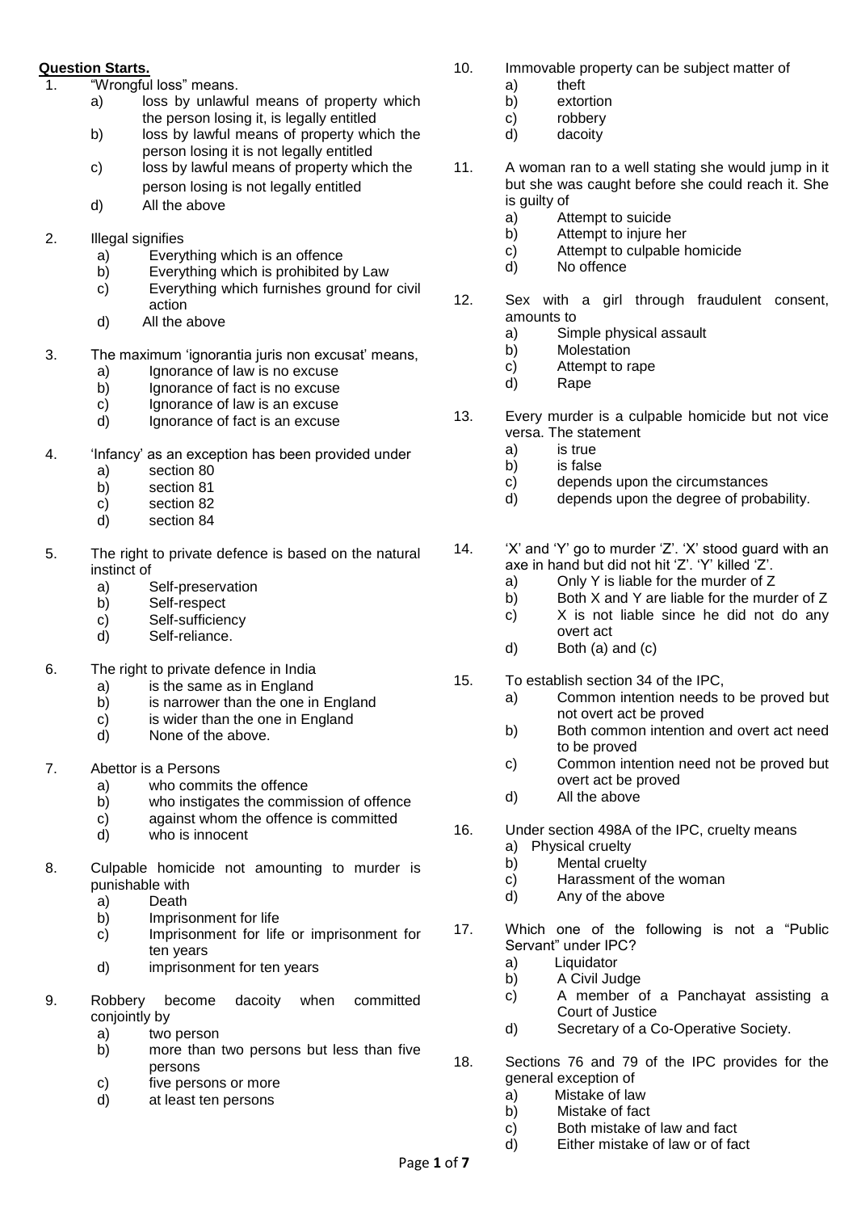**Question Starts.**

1. "Wrongful loss" means.
   a) loss by unlawful means of property which the person losing it, is legally entitled
   b) loss by lawful means of property which the person losing it is not legally entitled
   c) loss by lawful means of property which the person losing is not legally entitled
   d) All the above

2. Illegal signifies
   a) Everything which is an offence
   b) Everything which is prohibited by Law
   c) Everything which furnishes ground for civil action
   d) All the above

3. The maximum 'ignorantia juris non excusat' means,
   a) Ignorance of law is no excuse
   b) Ignorance of fact is no excuse
   c) Ignorance of law is an excuse
   d) Ignorance of fact is an excuse

4. 'Infancy' as an exception has been provided under
   a) section 80
   b) section 81
   c) section 82
   d) section 84

5. The right to private defence is based on the natural instinct of
   a) Self-preservation
   b) Self-respect
   c) Self-sufficiency
   d) Self-reliance.

6. The right to private defence in India
   a) is the same as in England
   b) is narrower than the one in England
   c) is wider than the one in England
   d) None of the above.

7. Abettor is a Persons
   a) who commits the offence
   b) who instigates the commission of offence
   c) against whom the offence is committed
   d) who is innocent

8. Culpable homicide not amounting to murder is punishable with
   a) Death
   b) Imprisonment for life
   c) Imprisonment for life or imprisonment for ten years
   d) imprisonment for ten years

9. Robbery become dacoity when committed conjointly by
   a) two person
   b) more than two persons but less than five persons
   c) five persons or more
   d) at least ten persons

10. Immovable property can be subject matter of
    a) theft
    b) extortion
    c) robbery
    d) dacoity

11. A woman ran to a well stating she would jump in it but she was caught before she could reach it. She is guilty of
    a) Attempt to suicide
    b) Attempt to injure her
    c) Attempt to culpable homicide
    d) No offence

12. Sex with a girl through fraudulent consent, amounts to
    a) Simple physical assault
    b) Molestation
    c) Attempt to rape
    d) Rape

13. Every murder is a culpable homicide but not vice versa. The statement
    a) is true
    b) is false
    c) depends upon the circumstances
    d) depends upon the degree of probability.

14. 'X' and 'Y' go to murder 'Z'. 'X' stood guard with an axe in hand but did not hit 'Z'. 'Y' killed 'Z'.
    a) Only Y is liable for the murder of Z
    b) Both X and Y are liable for the murder of Z
    c) X is not liable since he did not do any overt act
    d) Both (a) and (c)

15. To establish section 34 of the IPC,
    a) Common intention needs to be proved but not overt act be proved
    b) Both common intention and overt act need to be proved
    c) Common intention need not be proved but overt act be proved
    d) All the above

16. Under section 498A of the IPC, cruelty means
    a) Physical cruelty
    b) Mental cruelty
    c) Harassment of the woman
    d) Any of the above

17. Which one of the following is not a "Public Servant" under IPC?
    a) Liquidator
    b) A Civil Judge
    c) A member of a Panchayat assisting a Court of Justice
    d) Secretary of a Co-Operative Society.

18. Sections 76 and 79 of the IPC provides for the general exception of
    a) Mistake of law
    b) Mistake of fact
    c) Both mistake of law and fact
    d) Either mistake of law or of fact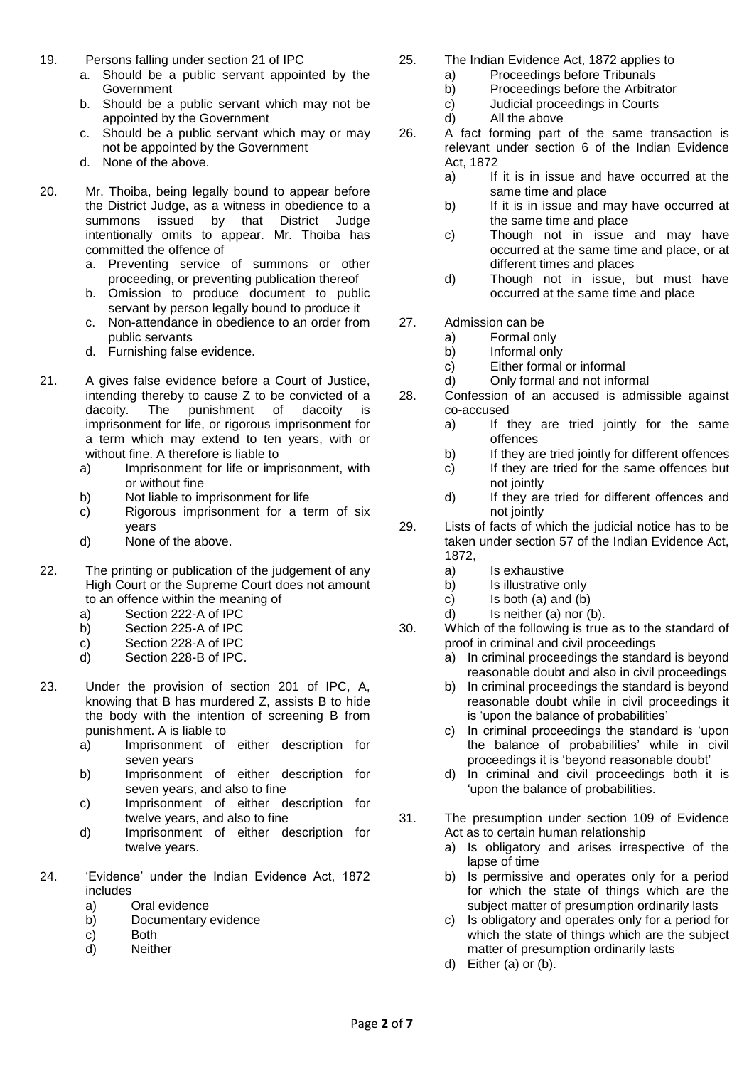19. Persons falling under section 21 of IPC
    a. Should be a public servant appointed by the Government
    b. Should be a public servant which may not be appointed by the Government
    c. Should be a public servant which may or may not be appointed by the Government
    d. None of the above.

20. Mr. Thoiba, being legally bound to appear before the District Judge, as a witness in obedience to a summons issued by that District Judge intentionally omits to appear. Mr. Thoiba has committed the offence of
    a. Preventing service of summons or other proceeding, or preventing publication thereof
    b. Omission to produce document to public servant by person legally bound to produce it
    c. Non-attendance in obedience to an order from public servants
    d. Furnishing false evidence.

21. A gives false evidence before a Court of Justice, intending thereby to cause Z to be convicted of a dacoity. The punishment of dacoity is imprisonment for life, or rigorous imprisonment for a term which may extend to ten years, with or without fine. A therefore is liable to
    a) Imprisonment for life or imprisonment, with or without fine
    b) Not liable to imprisonment for life
    c) Rigorous imprisonment for a term of six years
    d) None of the above.

22. The printing or publication of the judgement of any High Court or the Supreme Court does not amount to an offence within the meaning of
    a) Section 222-A of IPC
    b) Section 225-A of IPC
    c) Section 228-A of IPC
    d) Section 228-B of IPC.

23. Under the provision of section 201 of IPC, A, knowing that B has murdered Z, assists B to hide the body with the intention of screening B from punishment. A is liable to
    a) Imprisonment of either description for seven years
    b) Imprisonment of either description for seven years, and also to fine
    c) Imprisonment of either description for twelve years, and also to fine
    d) Imprisonment of either description for twelve years.

24. 'Evidence' under the Indian Evidence Act, 1872 includes
    a) Oral evidence
    b) Documentary evidence
    c) Both
    d) Neither

25. The Indian Evidence Act, 1872 applies to
    a) Proceedings before Tribunals
    b) Proceedings before the Arbitrator
    c) Judicial proceedings in Courts
    d) All the above

26. A fact forming part of the same transaction is relevant under section 6 of the Indian Evidence Act, 1872
    a) If it is in issue and have occurred at the same time and place
    b) If it is in issue and may have occurred at the same time and place
    c) Though not in issue and may have occurred at the same time and place, or at different times and places
    d) Though not in issue, but must have occurred at the same time and place

27. Admission can be
    a) Formal only
    b) Informal only
    c) Either formal or informal
    d) Only formal and not informal

28. Confession of an accused is admissible against co-accused
    a) If they are tried jointly for the same offences
    b) If they are tried jointly for different offences
    c) If they are tried for the same offences but not jointly
    d) If they are tried for different offences and not jointly

29. Lists of facts of which the judicial notice has to be taken under section 57 of the Indian Evidence Act, 1872,
    a) Is exhaustive
    b) Is illustrative only
    c) Is both (a) and (b)
    d) Is neither (a) nor (b).

30. Which of the following is true as to the standard of proof in criminal and civil proceedings
    a) In criminal proceedings the standard is beyond reasonable doubt and also in civil proceedings
    b) In criminal proceedings the standard is beyond reasonable doubt while in civil proceedings it is 'upon the balance of probabilities'
    c) In criminal proceedings the standard is 'upon the balance of probabilities' while in civil proceedings it is 'beyond reasonable doubt'
    d) In criminal and civil proceedings both it is 'upon the balance of probabilities.

31. The presumption under section 109 of Evidence Act as to certain human relationship
    a) Is obligatory and arises irrespective of the lapse of time
    b) Is permissive and operates only for a period for which the state of things which are the subject matter of presumption ordinarily lasts
    c) Is obligatory and operates only for a period for which the state of things which are the subject matter of presumption ordinarily lasts
    d) Either (a) or (b).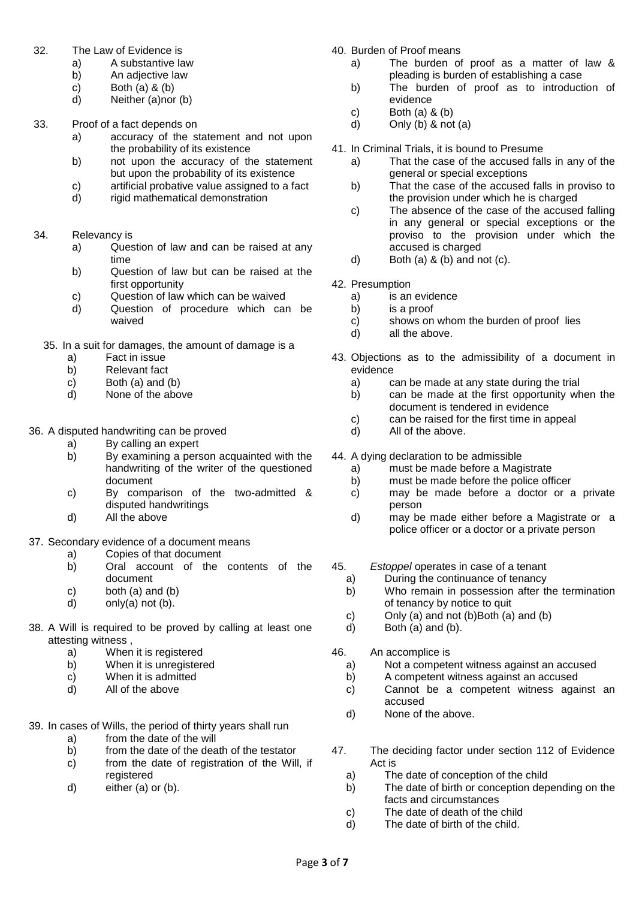32. The Law of Evidence is
    a) A substantive law
    b) An adjective law
    c) Both (a) & (b)
    d) Neither (a)nor (b)

33. Proof of a fact depends on
    a) accuracy of the statement and not upon the probability of its existence
    b) not upon the accuracy of the statement but upon the probability of its existence
    c) artificial probative value assigned to a fact
    d) rigid mathematical demonstration

34. Relevancy is
    a) Question of law and can be raised at any time
    b) Question of law but can be raised at the first opportunity
    c) Question of law which can be waived
    d) Question of procedure which can be waived

35. In a suit for damages, the amount of damage is a
    a) Fact in issue
    b) Relevant fact
    c) Both (a) and (b)
    d) None of the above

36. A disputed handwriting can be proved
    a) By calling an expert
    b) By examining a person acquainted with the handwriting of the writer of the questioned document
    c) By comparison of the two-admitted & disputed handwritings
    d) All the above

37. Secondary evidence of a document means
    a) Copies of that document
    b) Oral account of the contents of the document
    c) both (a) and (b)
    d) only(a) not (b).

38. A Will is required to be proved by calling at least one attesting witness ,
    a) When it is registered
    b) When it is unregistered
    c) When it is admitted
    d) All of the above

39. In cases of Wills, the period of thirty years shall run
    a) from the date of the will
    b) from the date of the death of the testator
    c) from the date of registration of the Will, if registered
    d) either (a) or (b).

40. Burden of Proof means
    a) The burden of proof as a matter of law & pleading is burden of establishing a case
    b) The burden of proof as to introduction of evidence
    c) Both (a) & (b)
    d) Only (b) & not (a)

41. In Criminal Trials, it is bound to Presume
    a) That the case of the accused falls in any of the general or special exceptions
    b) That the case of the accused falls in proviso to the provision under which he is charged
    c) The absence of the case of the accused falling in any general or special exceptions or the proviso to the provision under which the accused is charged
    d) Both (a) & (b) and not (c).

42. Presumption
    a) is an evidence
    b) is a proof
    c) shows on whom the burden of proof lies
    d) all the above.

43. Objections as to the admissibility of a document in evidence
    a) can be made at any state during the trial
    b) can be made at the first opportunity when the document is tendered in evidence
    c) can be raised for the first time in appeal
    d) All of the above.

44. A dying declaration to be admissible
    a) must be made before a Magistrate
    b) must be made before the police officer
    c) may be made before a doctor or a private person
    d) may be made either before a Magistrate or a police officer or a doctor or a private person

45. *Estoppel* operates in case of a tenant
    a) During the continuance of tenancy
    b) Who remain in possession after the termination of tenancy by notice to quit
    c) Only (a) and not (b)Both (a) and (b)
    d) Both (a) and (b).

46. An accomplice is
    a) Not a competent witness against an accused
    b) A competent witness against an accused
    c) Cannot be a competent witness against an accused
    d) None of the above.

47. The deciding factor under section 112 of Evidence Act is
    a) The date of conception of the child
    b) The date of birth or conception depending on the facts and circumstances
    c) The date of death of the child
    d) The date of birth of the child.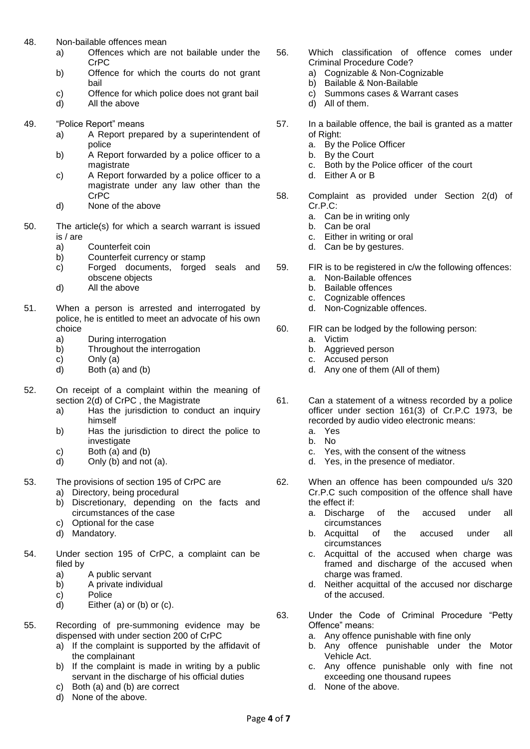48. Non-bailable offences mean
    a) Offences which are not bailable under the CrPC
    b) Offence for which the courts do not grant bail
    c) Offence for which police does not grant bail
    d) All the above

49. "Police Report" means
    a) A Report prepared by a superintendent of police
    b) A Report forwarded by a police officer to a magistrate
    c) A Report forwarded by a police officer to a magistrate under any law other than the CrPC
    d) None of the above

50. The article(s) for which a search warrant is issued is / are
    a) Counterfeit coin
    b) Counterfeit currency or stamp
    c) Forged documents, forged seals and obscene objects
    d) All the above

51. When a person is arrested and interrogated by police, he is entitled to meet an advocate of his own choice
    a) During interrogation
    b) Throughout the interrogation
    c) Only (a)
    d) Both (a) and (b)

52. On receipt of a complaint within the meaning of section 2(d) of CrPC , the Magistrate
    a) Has the jurisdiction to conduct an inquiry himself
    b) Has the jurisdiction to direct the police to investigate
    c) Both (a) and (b)
    d) Only (b) and not (a).

53. The provisions of section 195 of CrPC are
    a) Directory, being procedural
    b) Discretionary, depending on the facts and circumstances of the case
    c) Optional for the case
    d) Mandatory.

54. Under section 195 of CrPC, a complaint can be filed by
    a) A public servant
    b) A private individual
    c) Police
    d) Either (a) or (b) or (c).

55. Recording of pre-summoning evidence may be dispensed with under section 200 of CrPC
    a) If the complaint is supported by the affidavit of the complainant
    b) If the complaint is made in writing by a public servant in the discharge of his official duties
    c) Both (a) and (b) are correct
    d) None of the above.

56. Which classification of offence comes under Criminal Procedure Code?
    a) Cognizable & Non-Cognizable
    b) Bailable & Non-Bailable
    c) Summons cases & Warrant cases
    d) All of them.

57. In a bailable offence, the bail is granted as a matter of Right:
    a. By the Police Officer
    b. By the Court
    c. Both by the Police officer of the court
    d. Either A or B

58. Complaint as provided under Section 2(d) of Cr.P.C:
    a. Can be in writing only
    b. Can be oral
    c. Either in writing or oral
    d. Can be by gestures.

59. FIR is to be registered in c/w the following offences:
    a. Non-Bailable offences
    b. Bailable offences
    c. Cognizable offences
    d. Non-Cognizable offences.

60. FIR can be lodged by the following person:
    a. Victim
    b. Aggrieved person
    c. Accused person
    d. Any one of them (All of them)

61. Can a statement of a witness recorded by a police officer under section 161(3) of Cr.P.C 1973, be recorded by audio video electronic means:
    a. Yes
    b. No
    c. Yes, with the consent of the witness
    d. Yes, in the presence of mediator.

62. When an offence has been compounded u/s 320 Cr.P.C such composition of the offence shall have the effect if:
    a. Discharge of the accused under all circumstances
    b. Acquittal of the accused under all circumstances
    c. Acquittal of the accused when charge was framed and discharge of the accused when charge was framed.
    d. Neither acquittal of the accused nor discharge of the accused.

63. Under the Code of Criminal Procedure "Petty Offence" means:
    a. Any offence punishable with fine only
    b. Any offence punishable under the Motor Vehicle Act.
    c. Any offence punishable only with fine not exceeding one thousand rupees
    d. None of the above.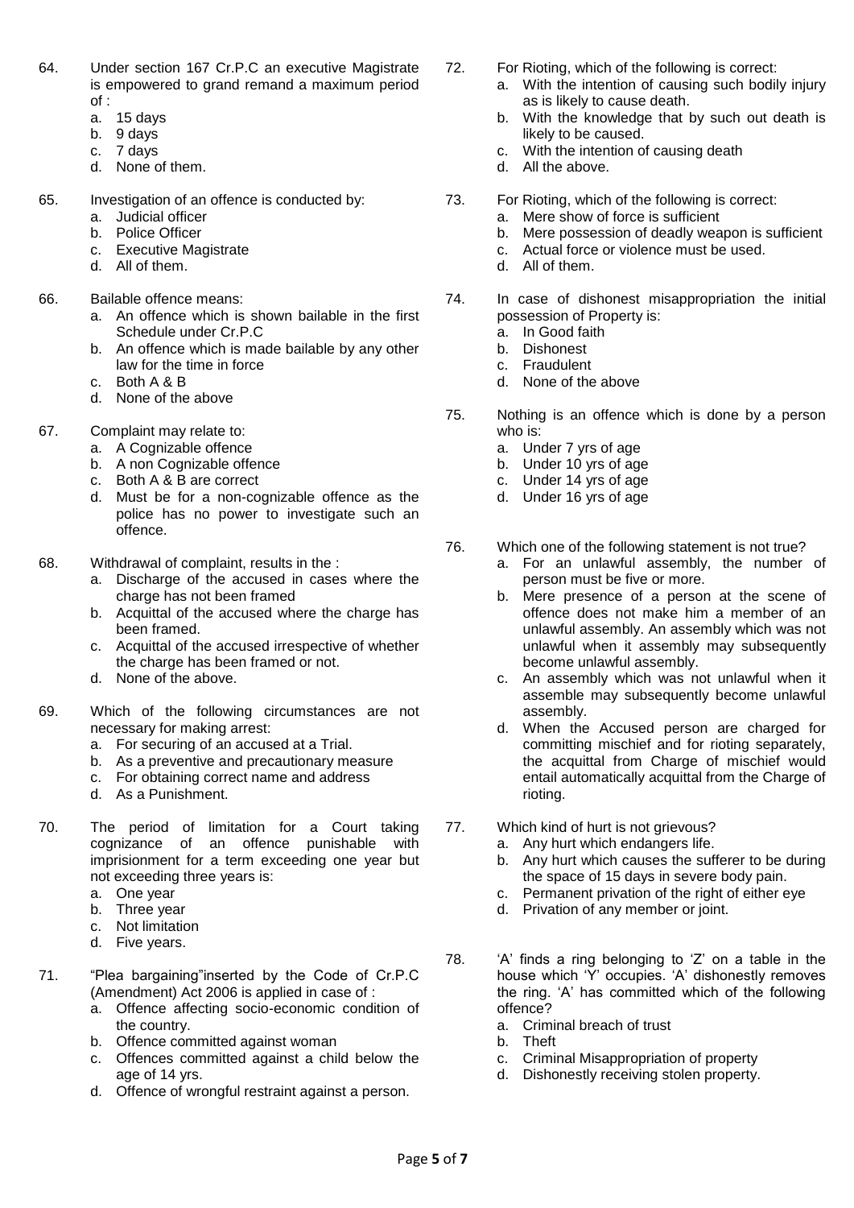64. Under section 167 Cr.P.C an executive Magistrate is empowered to grand remand a maximum period of :
    a. 15 days
    b. 9 days
    c. 7 days
    d. None of them.

65. Investigation of an offence is conducted by:
    a. Judicial officer
    b. Police Officer
    c. Executive Magistrate
    d. All of them.

66. Bailable offence means:
    a. An offence which is shown bailable in the first Schedule under Cr.P.C
    b. An offence which is made bailable by any other law for the time in force
    c. Both A & B
    d. None of the above

67. Complaint may relate to:
    a. A Cognizable offence
    b. A non Cognizable offence
    c. Both A & B are correct
    d. Must be for a non-cognizable offence as the police has no power to investigate such an offence.

68. Withdrawal of complaint, results in the :
    a. Discharge of the accused in cases where the charge has not been framed
    b. Acquittal of the accused where the charge has been framed.
    c. Acquittal of the accused irrespective of whether the charge has been framed or not.
    d. None of the above.

69. Which of the following circumstances are not necessary for making arrest:
    a. For securing of an accused at a Trial.
    b. As a preventive and precautionary measure
    c. For obtaining correct name and address
    d. As a Punishment.

70. The period of limitation for a Court taking cognizance of an offence punishable with imprisionment for a term exceeding one year but not exceeding three years is:
    a. One year
    b. Three year
    c. Not limitation
    d. Five years.

71. "Plea bargaining"inserted by the Code of Cr.P.C (Amendment) Act 2006 is applied in case of :
    a. Offence affecting socio-economic condition of the country.
    b. Offence committed against woman
    c. Offences committed against a child below the age of 14 yrs.
    d. Offence of wrongful restraint against a person.

72. For Rioting, which of the following is correct:
    a. With the intention of causing such bodily injury as is likely to cause death.
    b. With the knowledge that by such out death is likely to be caused.
    c. With the intention of causing death
    d. All the above.

73. For Rioting, which of the following is correct:
    a. Mere show of force is sufficient
    b. Mere possession of deadly weapon is sufficient
    c. Actual force or violence must be used.
    d. All of them.

74. In case of dishonest misappropriation the initial possession of Property is:
    a. In Good faith
    b. Dishonest
    c. Fraudulent
    d. None of the above

75. Nothing is an offence which is done by a person who is:
    a. Under 7 yrs of age
    b. Under 10 yrs of age
    c. Under 14 yrs of age
    d. Under 16 yrs of age

76. Which one of the following statement is not true?
    a. For an unlawful assembly, the number of person must be five or more.
    b. Mere presence of a person at the scene of offence does not make him a member of an unlawful assembly. An assembly which was not unlawful when it assembly may subsequently become unlawful assembly.
    c. An assembly which was not unlawful when it assemble may subsequently become unlawful assembly.
    d. When the Accused person are charged for committing mischief and for rioting separately, the acquittal from Charge of mischief would entail automatically acquittal from the Charge of rioting.

77. Which kind of hurt is not grievous?
    a. Any hurt which endangers life.
    b. Any hurt which causes the sufferer to be during the space of 15 days in severe body pain.
    c. Permanent privation of the right of either eye
    d. Privation of any member or joint.

78. 'A' finds a ring belonging to 'Z' on a table in the house which 'Y' occupies. 'A' dishonestly removes the ring. 'A' has committed which of the following offence?
    a. Criminal breach of trust
    b. Theft
    c. Criminal Misappropriation of property
    d. Dishonestly receiving stolen property.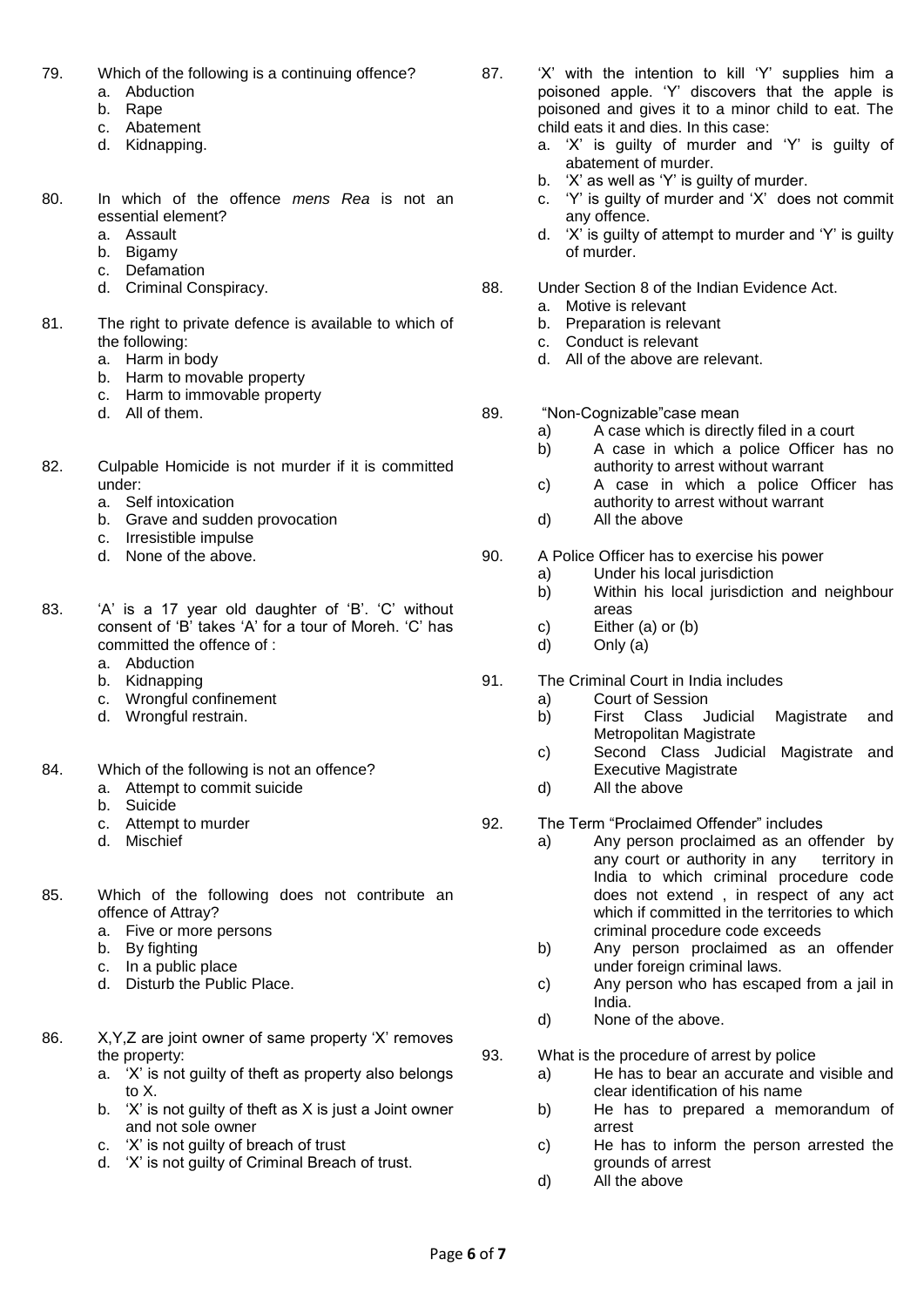79. Which of the following is a continuing offence?
   a. Abduction
   b. Rape
   c. Abatement
   d. Kidnapping.

80. In which of the offence *mens Rea* is not an essential element?
   a. Assault
   b. Bigamy
   c. Defamation
   d. Criminal Conspiracy.

81. The right to private defence is available to which of the following:
   a. Harm in body
   b. Harm to movable property
   c. Harm to immovable property
   d. All of them.

82. Culpable Homicide is not murder if it is committed under:
   a. Self intoxication
   b. Grave and sudden provocation
   c. Irresistible impulse
   d. None of the above.

83. 'A' is a 17 year old daughter of 'B'. 'C' without consent of 'B' takes 'A' for a tour of Moreh. 'C' has committed the offence of :
   a. Abduction
   b. Kidnapping
   c. Wrongful confinement
   d. Wrongful restrain.

84. Which of the following is not an offence?
   a. Attempt to commit suicide
   b. Suicide
   c. Attempt to murder
   d. Mischief

85. Which of the following does not contribute an offence of Attray?
   a. Five or more persons
   b. By fighting
   c. In a public place
   d. Disturb the Public Place.

86. X,Y,Z are joint owner of same property 'X' removes the property:
   a. 'X' is not guilty of theft as property also belongs to X.
   b. 'X' is not guilty of theft as X is just a Joint owner and not sole owner
   c. 'X' is not guilty of breach of trust
   d. 'X' is not guilty of Criminal Breach of trust.

87. 'X' with the intention to kill 'Y' supplies him a poisoned apple. 'Y' discovers that the apple is poisoned and gives it to a minor child to eat. The child eats it and dies. In this case:
   a. 'X' is guilty of murder and 'Y' is guilty of abatement of murder.
   b. 'X' as well as 'Y' is guilty of murder.
   c. 'Y' is guilty of murder and 'X' does not commit any offence.
   d. 'X' is guilty of attempt to murder and 'Y' is guilty of murder.

88. Under Section 8 of the Indian Evidence Act.
   a. Motive is relevant
   b. Preparation is relevant
   c. Conduct is relevant
   d. All of the above are relevant.

89. "Non-Cognizable"case mean
   a) A case which is directly filed in a court
   b) A case in which a police Officer has no authority to arrest without warrant
   c) A case in which a police Officer has authority to arrest without warrant
   d) All the above

90. A Police Officer has to exercise his power
   a) Under his local jurisdiction
   b) Within his local jurisdiction and neighbour areas
   c) Either (a) or (b)
   d) Only (a)

91. The Criminal Court in India includes
   a) Court of Session
   b) First Class Judicial Magistrate and Metropolitan Magistrate
   c) Second Class Judicial Magistrate and Executive Magistrate
   d) All the above

92. The Term "Proclaimed Offender" includes
   a) Any person proclaimed as an offender by any court or authority in any territory in India to which criminal procedure code does not extend , in respect of any act which if committed in the territories to which criminal procedure code exceeds
   b) Any person proclaimed as an offender under foreign criminal laws.
   c) Any person who has escaped from a jail in India.
   d) None of the above.

93. What is the procedure of arrest by police
   a) He has to bear an accurate and visible and clear identification of his name
   b) He has to prepared a memorandum of arrest
   c) He has to inform the person arrested the grounds of arrest
   d) All the above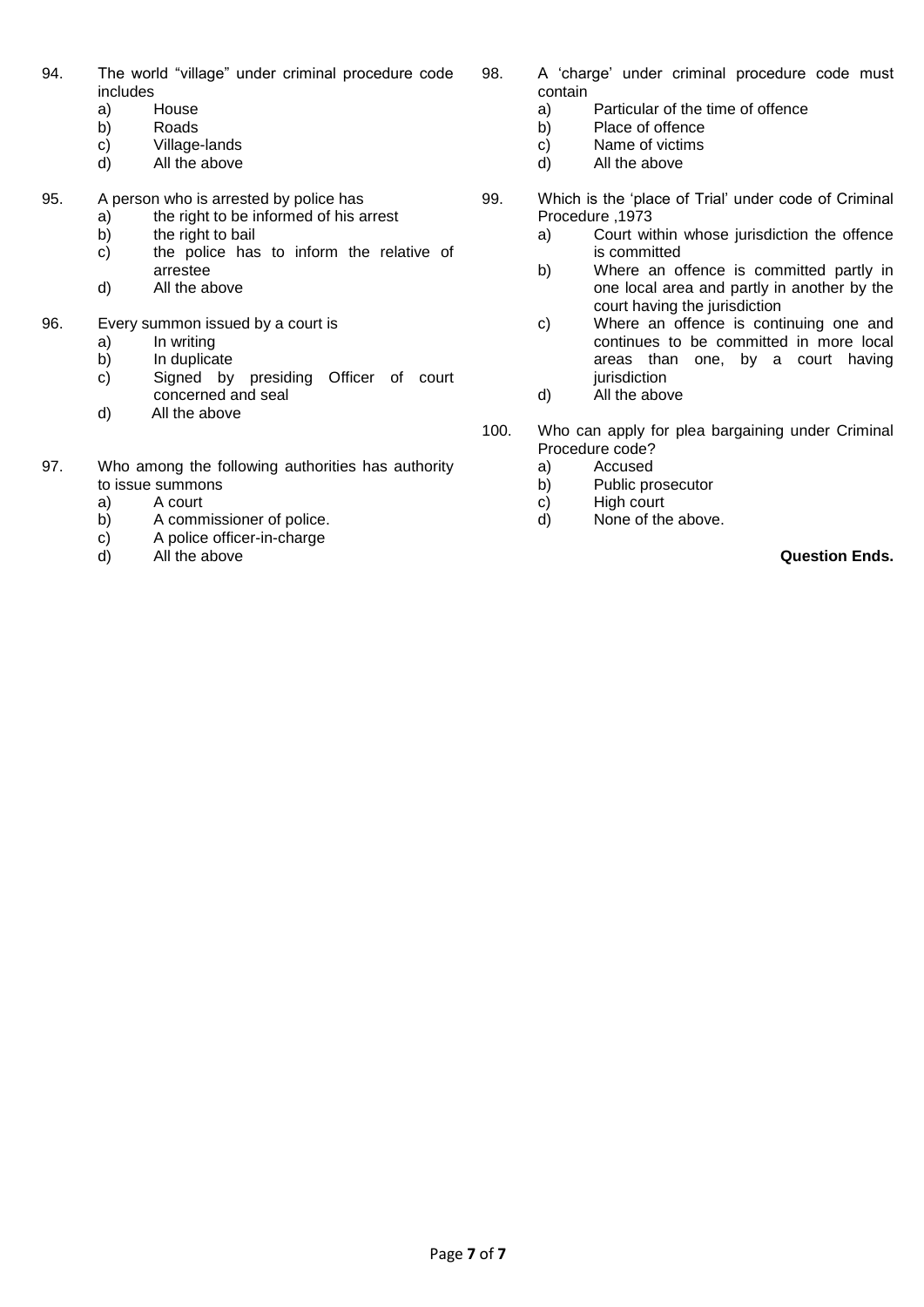94. The world "village" under criminal procedure code includes
    a) House
    b) Roads
    c) Village-lands
    d) All the above

95. A person who is arrested by police has
    a) the right to be informed of his arrest
    b) the right to bail
    c) the police has to inform the relative of arrestee
    d) All the above

96. Every summon issued by a court is
    a) In writing
    b) In duplicate
    c) Signed by presiding Officer of court concerned and seal
    d) All the above

97. Who among the following authorities has authority to issue summons
    a) A court
    b) A commissioner of police.
    c) A police officer-in-charge
    d) All the above

98. A 'charge' under criminal procedure code must contain
    a) Particular of the time of offence
    b) Place of offence
    c) Name of victims
    d) All the above

99. Which is the 'place of Trial' under code of Criminal Procedure ,1973
    a) Court within whose jurisdiction the offence is committed
    b) Where an offence is committed partly in one local area and partly in another by the court having the jurisdiction
    c) Where an offence is continuing one and continues to be committed in more local areas than one, by a court having jurisdiction
    d) All the above

100. Who can apply for plea bargaining under Criminal Procedure code?
    a) Accused
    b) Public prosecutor
    c) High court
    d) None of the above.

**Question Ends.**